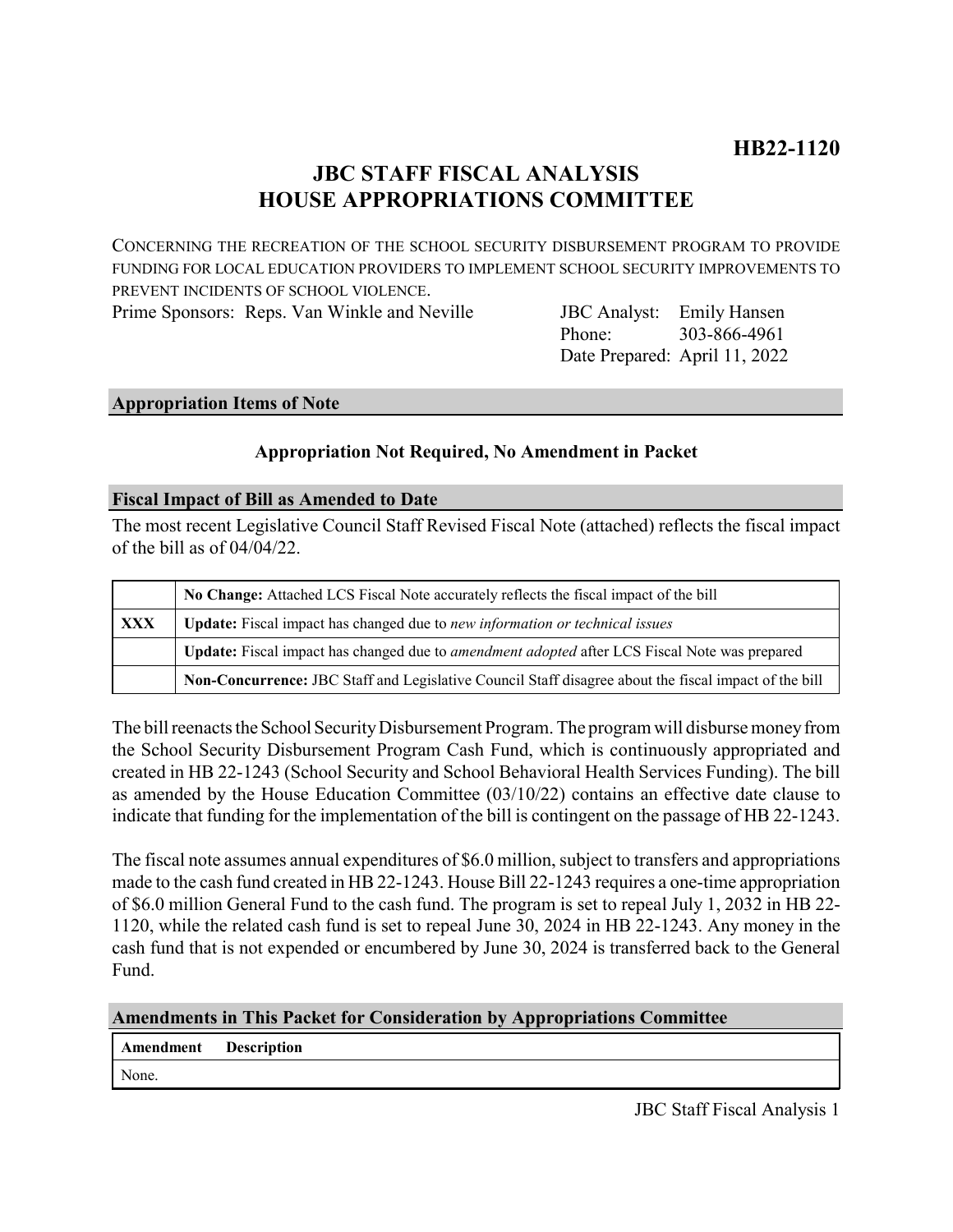**HB22-1120**

# JBC STAFF FISCAL ANALYSIS
# HOUSE APPROPRIATIONS COMMITTEE

CONCERNING THE RECREATION OF THE SCHOOL SECURITY DISBURSEMENT PROGRAM TO PROVIDE FUNDING FOR LOCAL EDUCATION PROVIDERS TO IMPLEMENT SCHOOL SECURITY IMPROVEMENTS TO PREVENT INCIDENTS OF SCHOOL VIOLENCE.

Prime Sponsors: Reps. Van Winkle and Neville

JBC Analyst: Emily Hansen
Phone: 303-866-4961
Date Prepared: April 11, 2022

## Appropriation Items of Note

**Appropriation Not Required, No Amendment in Packet**

## Fiscal Impact of Bill as Amended to Date

The most recent Legislative Council Staff Revised Fiscal Note (attached) reflects the fiscal impact of the bill as of 04/04/22.

| | |
|---|---|
| | **No Change:** Attached LCS Fiscal Note accurately reflects the fiscal impact of the bill |
| **XXX** | **Update:** Fiscal impact has changed due to *new information or technical issues* |
| | **Update:** Fiscal impact has changed due to *amendment adopted* after LCS Fiscal Note was prepared |
| | **Non-Concurrence:** JBC Staff and Legislative Council Staff disagree about the fiscal impact of the bill |

The bill reenacts the School Security Disbursement Program. The program will disburse money from the School Security Disbursement Program Cash Fund, which is continuously appropriated and created in HB 22-1243 (School Security and School Behavioral Health Services Funding). The bill as amended by the House Education Committee (03/10/22) contains an effective date clause to indicate that funding for the implementation of the bill is contingent on the passage of HB 22-1243.

The fiscal note assumes annual expenditures of $6.0 million, subject to transfers and appropriations made to the cash fund created in HB 22-1243. House Bill 22-1243 requires a one-time appropriation of $6.0 million General Fund to the cash fund. The program is set to repeal July 1, 2032 in HB 22-1120, while the related cash fund is set to repeal June 30, 2024 in HB 22-1243. Any money in the cash fund that is not expended or encumbered by June 30, 2024 is transferred back to the General Fund.

## Amendments in This Packet for Consideration by Appropriations Committee

| Amendment | Description |
|---|---|
| None. | |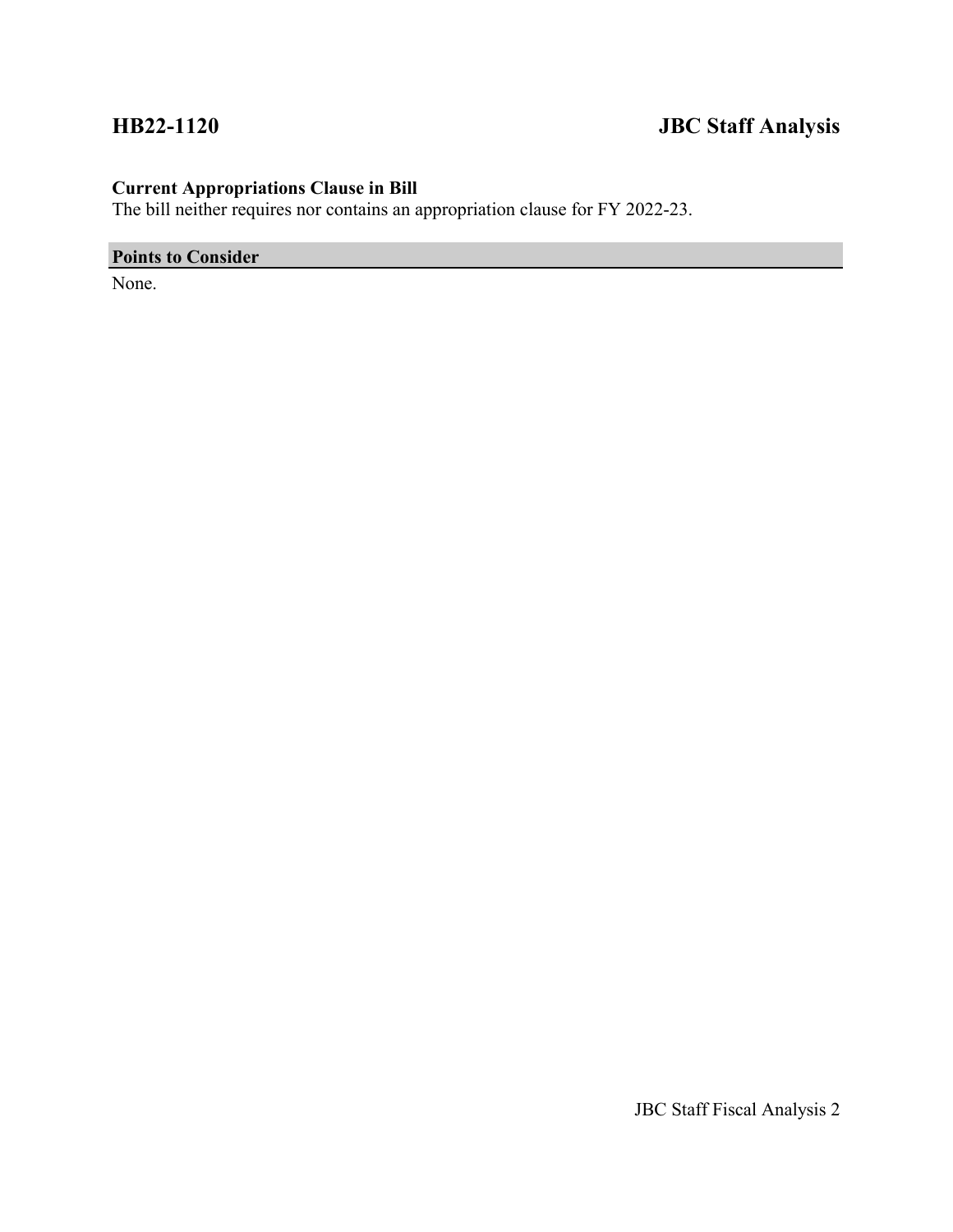**Current Appropriations Clause in Bill**
The bill neither requires nor contains an appropriation clause for FY 2022-23.

## Points to Consider

None.